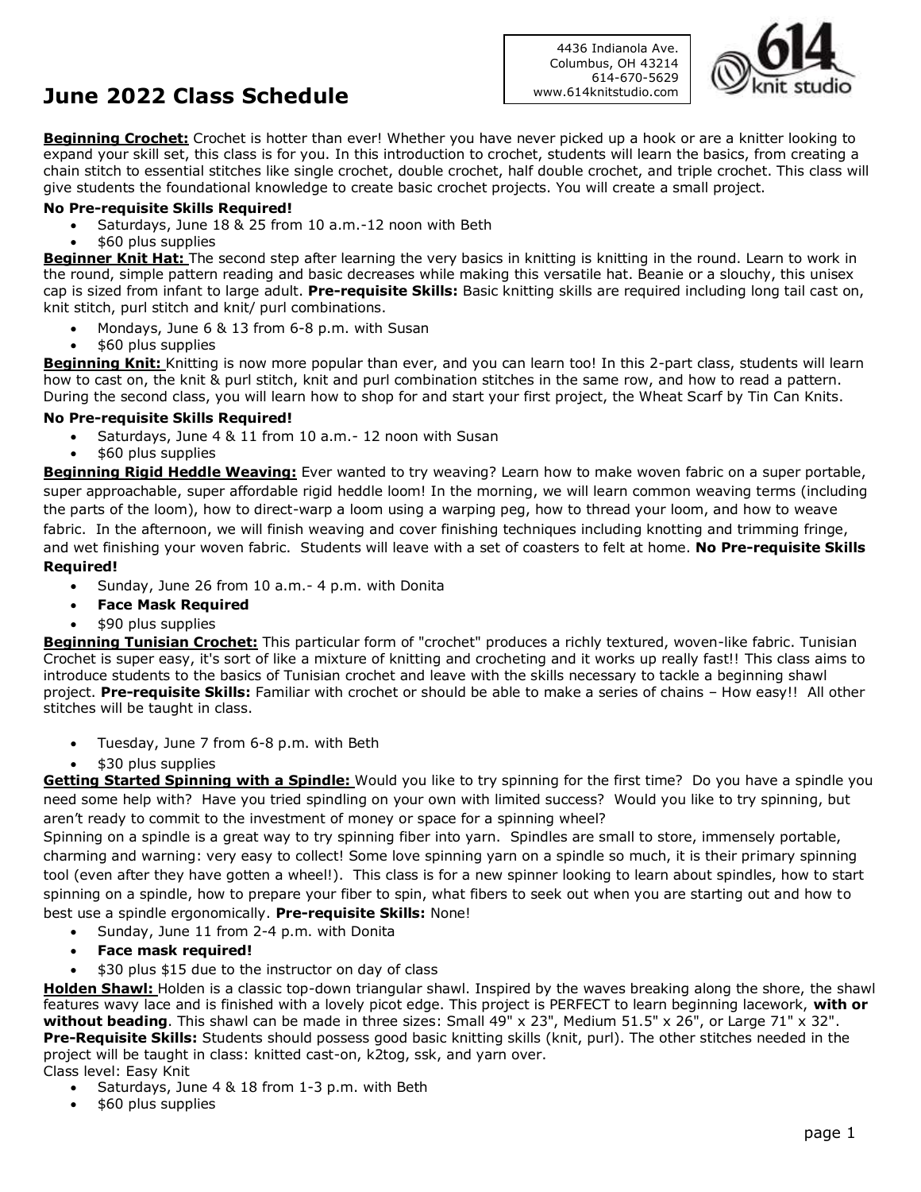# June 2022 Class Schedule

4436 Indianola Ave.
Columbus, OH 43214
614-670-5629
www.614knitstudio.com

614 knit studio

**Beginning Crochet:** Crochet is hotter than ever! Whether you have never picked up a hook or are a knitter looking to expand your skill set, this class is for you. In this introduction to crochet, students will learn the basics, from creating a chain stitch to essential stitches like single crochet, double crochet, half double crochet, and triple crochet. This class will give students the foundational knowledge to create basic crochet projects. You will create a small project.

**No Pre-requisite Skills Required!**

- Saturdays, June 18 & 25 from 10 a.m.-12 noon with Beth
- $60 plus supplies

**Beginner Knit Hat:** The second step after learning the very basics in knitting is knitting in the round. Learn to work in the round, simple pattern reading and basic decreases while making this versatile hat. Beanie or a slouchy, this unisex cap is sized from infant to large adult. **Pre-requisite Skills:** Basic knitting skills are required including long tail cast on, knit stitch, purl stitch and knit/ purl combinations.

- Mondays, June 6 & 13 from 6-8 p.m. with Susan
- $60 plus supplies

**Beginning Knit:** Knitting is now more popular than ever, and you can learn too! In this 2-part class, students will learn how to cast on, the knit & purl stitch, knit and purl combination stitches in the same row, and how to read a pattern. During the second class, you will learn how to shop for and start your first project, the Wheat Scarf by Tin Can Knits.

**No Pre-requisite Skills Required!**

- Saturdays, June 4 & 11 from 10 a.m.- 12 noon with Susan
- $60 plus supplies

**Beginning Rigid Heddle Weaving:** Ever wanted to try weaving? Learn how to make woven fabric on a super portable, super approachable, super affordable rigid heddle loom! In the morning, we will learn common weaving terms (including the parts of the loom), how to direct-warp a loom using a warping peg, how to thread your loom, and how to weave fabric. In the afternoon, we will finish weaving and cover finishing techniques including knotting and trimming fringe, and wet finishing your woven fabric. Students will leave with a set of coasters to felt at home. **No Pre-requisite Skills Required!**

- Sunday, June 26 from 10 a.m.- 4 p.m. with Donita
- **Face Mask Required**
- $90 plus supplies

**Beginning Tunisian Crochet:** This particular form of "crochet" produces a richly textured, woven-like fabric. Tunisian Crochet is super easy, it's sort of like a mixture of knitting and crocheting and it works up really fast!! This class aims to introduce students to the basics of Tunisian crochet and leave with the skills necessary to tackle a beginning shawl project. **Pre-requisite Skills:** Familiar with crochet or should be able to make a series of chains – How easy!! All other stitches will be taught in class.

- Tuesday, June 7 from 6-8 p.m. with Beth
- $30 plus supplies

**Getting Started Spinning with a Spindle:** Would you like to try spinning for the first time? Do you have a spindle you need some help with? Have you tried spindling on your own with limited success? Would you like to try spinning, but aren't ready to commit to the investment of money or space for a spinning wheel?

Spinning on a spindle is a great way to try spinning fiber into yarn. Spindles are small to store, immensely portable, charming and warning: very easy to collect! Some love spinning yarn on a spindle so much, it is their primary spinning tool (even after they have gotten a wheel!). This class is for a new spinner looking to learn about spindles, how to start spinning on a spindle, how to prepare your fiber to spin, what fibers to seek out when you are starting out and how to best use a spindle ergonomically. **Pre-requisite Skills:** None!

- Sunday, June 11 from 2-4 p.m. with Donita
- **Face mask required!**
- $30 plus $15 due to the instructor on day of class

**Holden Shawl:** Holden is a classic top-down triangular shawl. Inspired by the waves breaking along the shore, the shawl features wavy lace and is finished with a lovely picot edge. This project is PERFECT to learn beginning lacework, **with or without beading**. This shawl can be made in three sizes: Small 49" x 23", Medium 51.5" x 26", or Large 71" x 32". **Pre-Requisite Skills:** Students should possess good basic knitting skills (knit, purl). The other stitches needed in the project will be taught in class: knitted cast-on, k2tog, ssk, and yarn over.

Class level: Easy Knit

- Saturdays, June 4 & 18 from 1-3 p.m. with Beth
- $60 plus supplies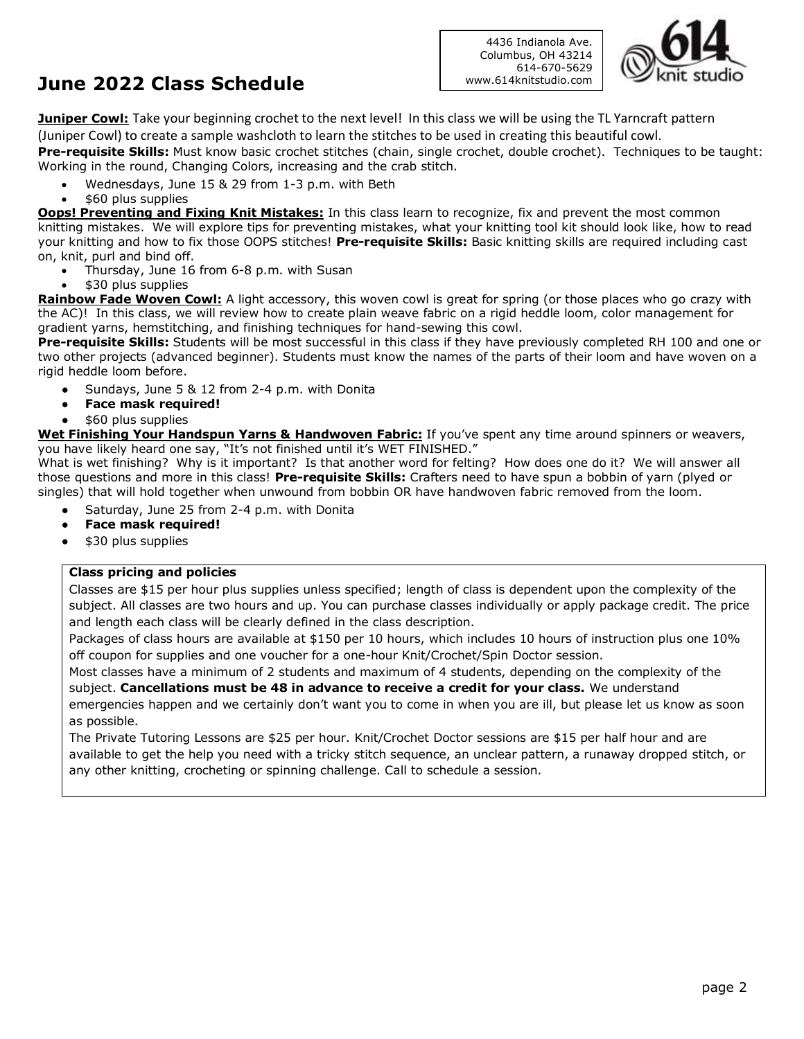# June 2022 Class Schedule

4436 Indianola Ave.
Columbus, OH 43214
614-670-5629
www.614knitstudio.com

**Juniper Cowl:** Take your beginning crochet to the next level! In this class we will be using the TL Yarncraft pattern (Juniper Cowl) to create a sample washcloth to learn the stitches to be used in creating this beautiful cowl.
**Pre-requisite Skills:** Must know basic crochet stitches (chain, single crochet, double crochet). Techniques to be taught: Working in the round, Changing Colors, increasing and the crab stitch.

- Wednesdays, June 15 & 29 from 1-3 p.m. with Beth
- $60 plus supplies

**Oops! Preventing and Fixing Knit Mistakes:** In this class learn to recognize, fix and prevent the most common knitting mistakes. We will explore tips for preventing mistakes, what your knitting tool kit should look like, how to read your knitting and how to fix those OOPS stitches! **Pre-requisite Skills:** Basic knitting skills are required including cast on, knit, purl and bind off.

- Thursday, June 16 from 6-8 p.m. with Susan
- $30 plus supplies

**Rainbow Fade Woven Cowl:** A light accessory, this woven cowl is great for spring (or those places who go crazy with the AC)! In this class, we will review how to create plain weave fabric on a rigid heddle loom, color management for gradient yarns, hemstitching, and finishing techniques for hand-sewing this cowl.
**Pre-requisite Skills:** Students will be most successful in this class if they have previously completed RH 100 and one or two other projects (advanced beginner). Students must know the names of the parts of their loom and have woven on a rigid heddle loom before.

- Sundays, June 5 & 12 from 2-4 p.m. with Donita
- **Face mask required!**
- $60 plus supplies

**Wet Finishing Your Handspun Yarns & Handwoven Fabric:** If you've spent any time around spinners or weavers, you have likely heard one say, "It's not finished until it's WET FINISHED."
What is wet finishing? Why is it important? Is that another word for felting? How does one do it? We will answer all those questions and more in this class! **Pre-requisite Skills:** Crafters need to have spun a bobbin of yarn (plyed or singles) that will hold together when unwound from bobbin OR have handwoven fabric removed from the loom.

- Saturday, June 25 from 2-4 p.m. with Donita
- **Face mask required!**
- $30 plus supplies

**Class pricing and policies**

Classes are $15 per hour plus supplies unless specified; length of class is dependent upon the complexity of the subject. All classes are two hours and up. You can purchase classes individually or apply package credit. The price and length each class will be clearly defined in the class description.

Packages of class hours are available at $150 per 10 hours, which includes 10 hours of instruction plus one 10% off coupon for supplies and one voucher for a one-hour Knit/Crochet/Spin Doctor session.

Most classes have a minimum of 2 students and maximum of 4 students, depending on the complexity of the subject. **Cancellations must be 48 in advance to receive a credit for your class.** We understand emergencies happen and we certainly don't want you to come in when you are ill, but please let us know as soon as possible.

The Private Tutoring Lessons are $25 per hour. Knit/Crochet Doctor sessions are $15 per half hour and are available to get the help you need with a tricky stitch sequence, an unclear pattern, a runaway dropped stitch, or any other knitting, crocheting or spinning challenge. Call to schedule a session.